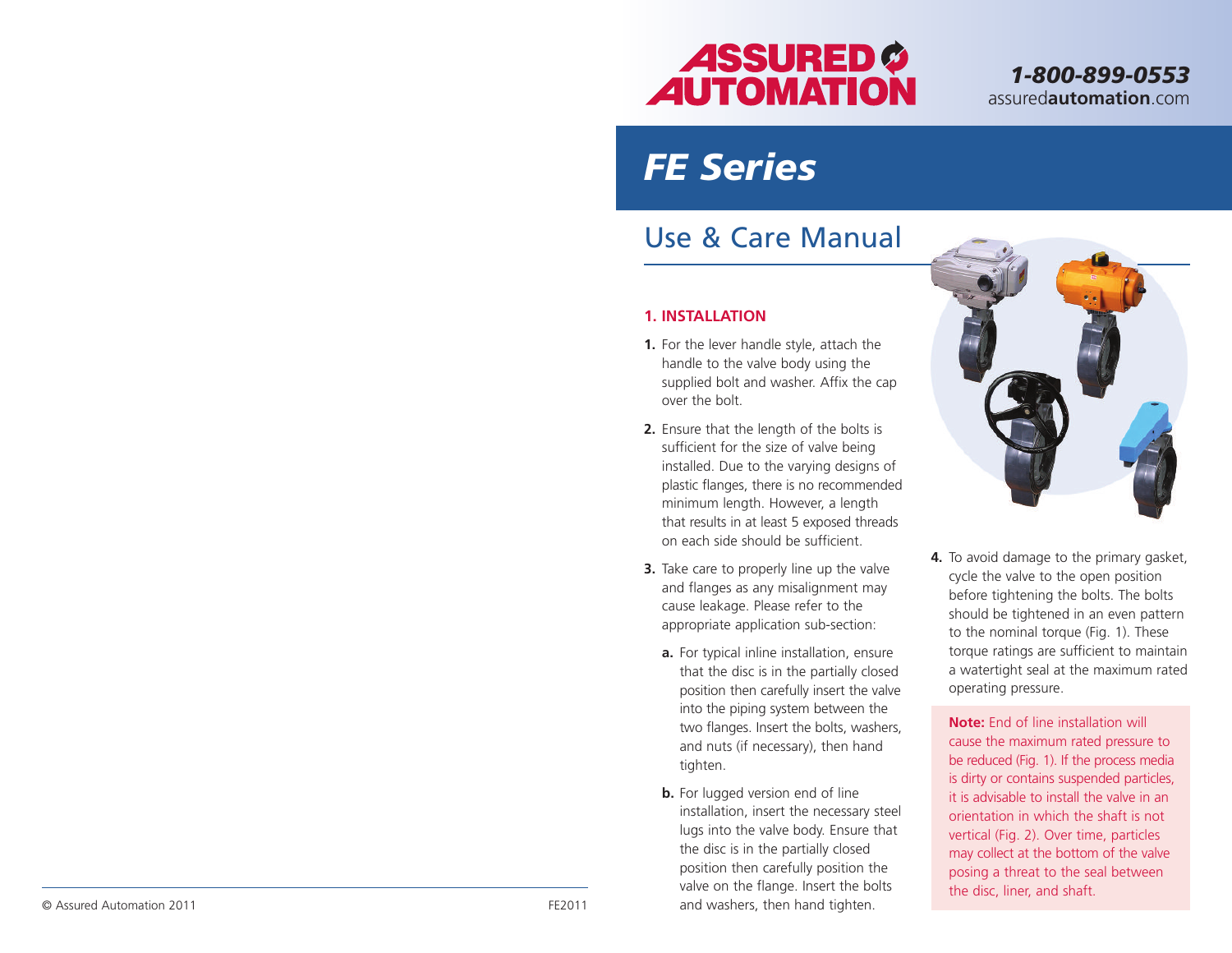ASSURED AUTOMATION

*1-800-899-0553*
assuredautomation.com

# *FE Series*

## Use & Care Manual

### 1. INSTALLATION

1. For the lever handle style, attach the handle to the valve body using the supplied bolt and washer. Affix the cap over the bolt.
2. Ensure that the length of the bolts is sufficient for the size of valve being installed. Due to the varying designs of plastic flanges, there is no recommended minimum length. However, a length that results in at least 5 exposed threads on each side should be sufficient.
3. Take care to properly line up the valve and flanges as any misalignment may cause leakage. Please refer to the appropriate application sub-section:
   - **a.** For typical inline installation, ensure that the disc is in the partially closed position then carefully insert the valve into the piping system between the two flanges. Insert the bolts, washers, and nuts (if necessary), then hand tighten.
   - **b.** For lugged version end of line installation, insert the necessary steel lugs into the valve body. Ensure that the disc is in the partially closed position then carefully position the valve on the flange. Insert the bolts and washers, then hand tighten.
4. To avoid damage to the primary gasket, cycle the valve to the open position before tightening the bolts. The bolts should be tightened in an even pattern to the nominal torque (Fig. 1). These torque ratings are sufficient to maintain a watertight seal at the maximum rated operating pressure.

**Note:** End of line installation will cause the maximum rated pressure to be reduced (Fig. 1). If the process media is dirty or contains suspended particles, it is advisable to install the valve in an orientation in which the shaft is not vertical (Fig. 2). Over time, particles may collect at the bottom of the valve posing a threat to the seal between the disc, liner, and shaft.

© Assured Automation 2011 FE2011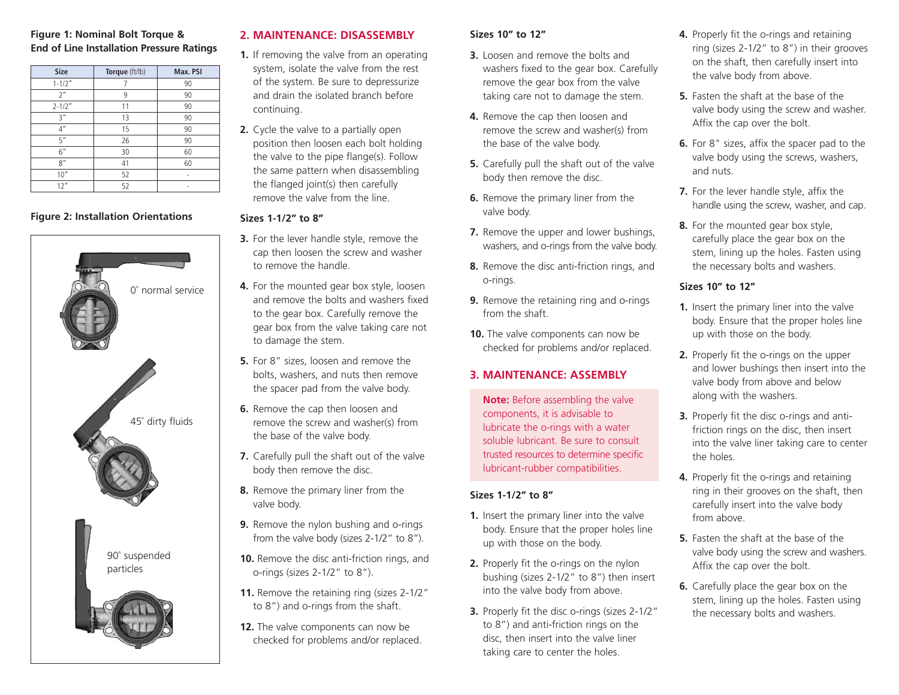**Figure 1: Nominal Bolt Torque & End of Line Installation Pressure Ratings**

| Size | Torque (ft/lb) | Max. PSI |
|---|---|---|
| 1-1/2" | 7 | 90 |
| 2" | 9 | 90 |
| 2-1/2" | 11 | 90 |
| 3" | 13 | 90 |
| 4" | 15 | 90 |
| 5" | 26 | 90 |
| 6" | 30 | 60 |
| 8" | 41 | 60 |
| 10" | 52 | - |
| 12" | 52 | - |

**Figure 2: Installation Orientations**

0° normal service

45° dirty fluids

90° suspended particles

## 2. MAINTENANCE: DISASSEMBLY

1. If removing the valve from an operating system, isolate the valve from the rest of the system. Be sure to depressurize and drain the isolated branch before continuing.
2. Cycle the valve to a partially open position then loosen each bolt holding the valve to the pipe flange(s). Follow the same pattern when disassembling the flanged joint(s) then carefully remove the valve from the line.

### Sizes 1-1/2" to 8"

3. For the lever handle style, remove the cap then loosen the screw and washer to remove the handle.
4. For the mounted gear box style, loosen and remove the bolts and washers fixed to the gear box. Carefully remove the gear box from the valve taking care not to damage the stem.
5. For 8" sizes, loosen and remove the bolts, washers, and nuts then remove the spacer pad from the valve body.
6. Remove the cap then loosen and remove the screw and washer(s) from the base of the valve body.
7. Carefully pull the shaft out of the valve body then remove the disc.
8. Remove the primary liner from the valve body.
9. Remove the nylon bushing and o-rings from the valve body (sizes 2-1/2" to 8").
10. Remove the disc anti-friction rings, and o-rings (sizes 2-1/2" to 8").
11. Remove the retaining ring (sizes 2-1/2" to 8") and o-rings from the shaft.
12. The valve components can now be checked for problems and/or replaced.

### Sizes 10" to 12"

3. Loosen and remove the bolts and washers fixed to the gear box. Carefully remove the gear box from the valve taking care not to damage the stem.
4. Remove the cap then loosen and remove the screw and washer(s) from the base of the valve body.
5. Carefully pull the shaft out of the valve body then remove the disc.
6. Remove the primary liner from the valve body.
7. Remove the upper and lower bushings, washers, and o-rings from the valve body.
8. Remove the disc anti-friction rings, and o-rings.
9. Remove the retaining ring and o-rings from the shaft.
10. The valve components can now be checked for problems and/or replaced.

## 3. MAINTENANCE: ASSEMBLY

**Note:** Before assembling the valve components, it is advisable to lubricate the o-rings with a water soluble lubricant. Be sure to consult trusted resources to determine specific lubricant-rubber compatibilities.

### Sizes 1-1/2" to 8"

1. Insert the primary liner into the valve body. Ensure that the proper holes line up with those on the body.
2. Properly fit the o-rings on the nylon bushing (sizes 2-1/2" to 8") then insert into the valve body from above.
3. Properly fit the disc o-rings (sizes 2-1/2" to 8") and anti-friction rings on the disc, then insert into the valve liner taking care to center the holes.
4. Properly fit the o-rings and retaining ring (sizes 2-1/2" to 8") in their grooves on the shaft, then carefully insert into the valve body from above.
5. Fasten the shaft at the base of the valve body using the screw and washer. Affix the cap over the bolt.
6. For 8" sizes, affix the spacer pad to the valve body using the screws, washers, and nuts.
7. For the lever handle style, affix the handle using the screw, washer, and cap.
8. For the mounted gear box style, carefully place the gear box on the stem, lining up the holes. Fasten using the necessary bolts and washers.

### Sizes 10" to 12"

1. Insert the primary liner into the valve body. Ensure that the proper holes line up with those on the body.
2. Properly fit the o-rings on the upper and lower bushings then insert into the valve body from above and below along with the washers.
3. Properly fit the disc o-rings and anti-friction rings on the disc, then insert into the valve liner taking care to center the holes.
4. Properly fit the o-rings and retaining ring in their grooves on the shaft, then carefully insert into the valve body from above.
5. Fasten the shaft at the base of the valve body using the screw and washers. Affix the cap over the bolt.
6. Carefully place the gear box on the stem, lining up the holes. Fasten using the necessary bolts and washers.